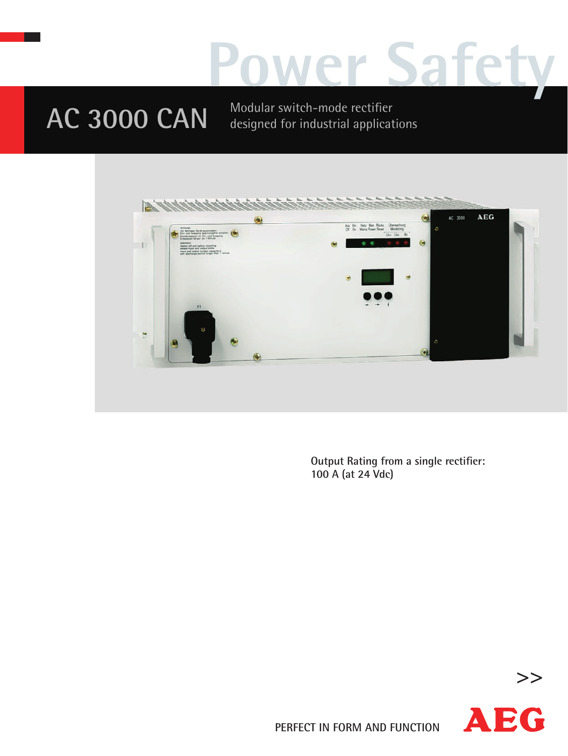Power Safety

# AC 3000 CAN

Modular switch-mode rectifier
designed for industrial applications

Output Rating from a single rectifier:
100 A (at 24 Vdc)

>>

PERFECT IN FORM AND FUNCTION

AEG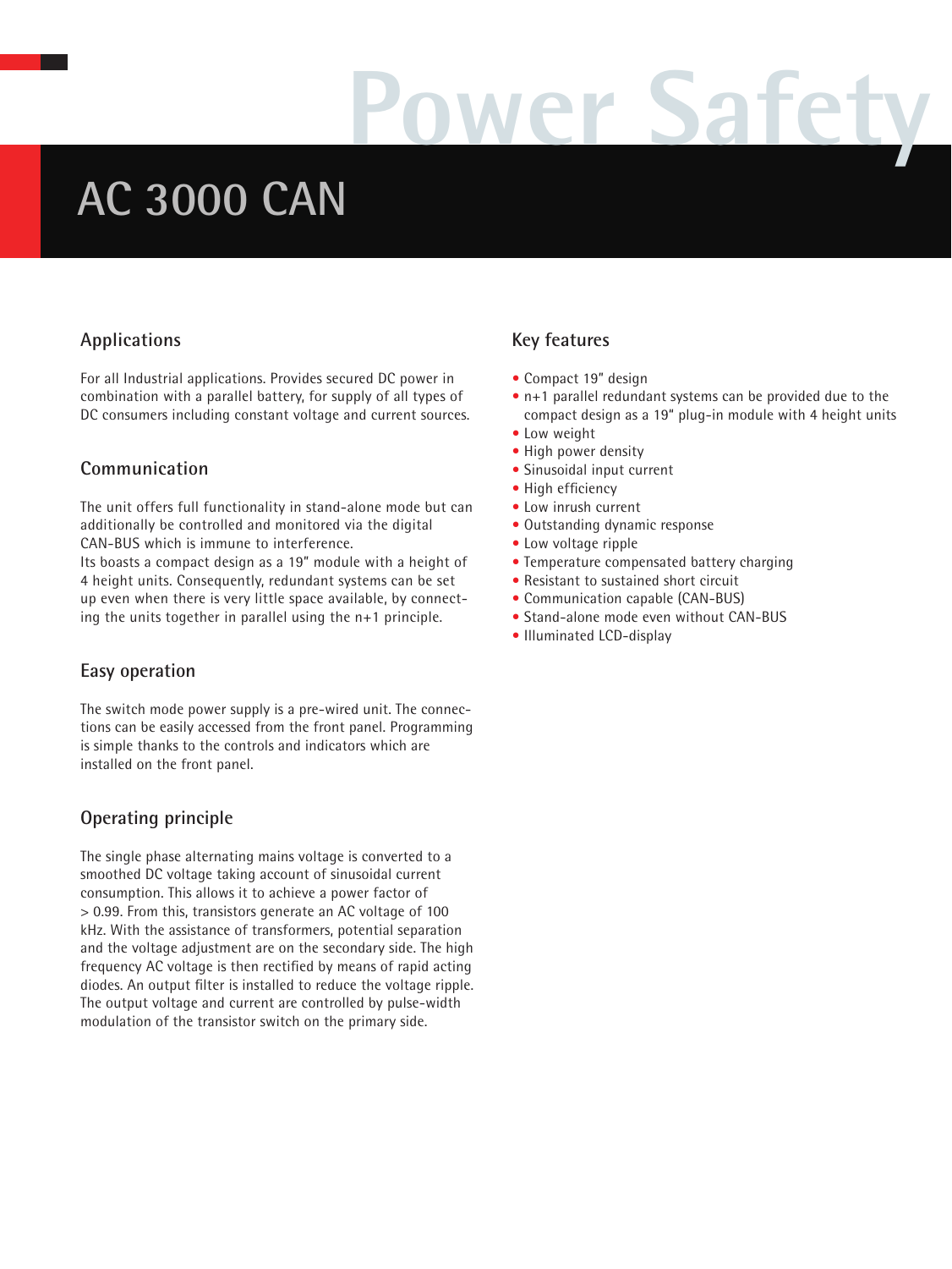Power Safety

# AC 3000 CAN

## Applications

For all Industrial applications. Provides secured DC power in combination with a parallel battery, for supply of all types of DC consumers including constant voltage and current sources.

## Communication

The unit offers full functionality in stand-alone mode but can additionally be controlled and monitored via the digital CAN-BUS which is immune to interference.
Its boasts a compact design as a 19" module with a height of 4 height units. Consequently, redundant systems can be set up even when there is very little space available, by connecting the units together in parallel using the n+1 principle.

## Easy operation

The switch mode power supply is a pre-wired unit. The connections can be easily accessed from the front panel. Programming is simple thanks to the controls and indicators which are installed on the front panel.

## Operating principle

The single phase alternating mains voltage is converted to a smoothed DC voltage taking account of sinusoidal current consumption. This allows it to achieve a power factor of > 0.99. From this, transistors generate an AC voltage of 100 kHz. With the assistance of transformers, potential separation and the voltage adjustment are on the secondary side. The high frequency AC voltage is then rectified by means of rapid acting diodes. An output filter is installed to reduce the voltage ripple. The output voltage and current are controlled by pulse-width modulation of the transistor switch on the primary side.

## Key features

- Compact 19" design
- n+1 parallel redundant systems can be provided due to the compact design as a 19" plug-in module with 4 height units
- Low weight
- High power density
- Sinusoidal input current
- High efficiency
- Low inrush current
- Outstanding dynamic response
- Low voltage ripple
- Temperature compensated battery charging
- Resistant to sustained short circuit
- Communication capable (CAN-BUS)
- Stand-alone mode even without CAN-BUS
- Illuminated LCD-display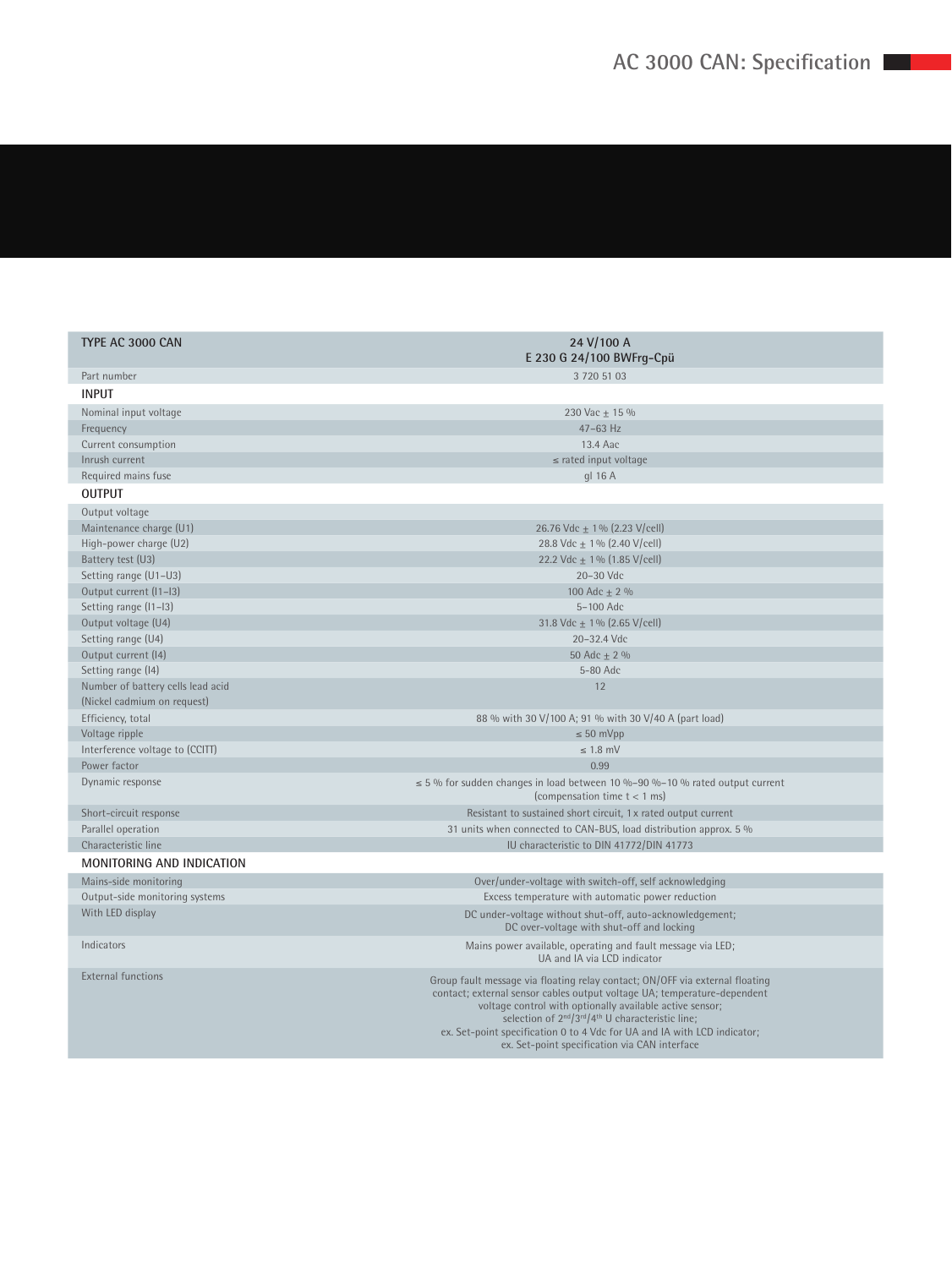# AC 3000 CAN: Specification

| TYPE AC 3000 CAN | 24 V/100 A<br>E 230 G 24/100 BWFrg-Cpü |
|---|---|
| Part number | 3 720 51 03 |
| **INPUT** | |
| Nominal input voltage | 230 Vac ± 15 % |
| Frequency | 47–63 Hz |
| Current consumption | 13.4 Aac |
| Inrush current | ≤ rated input voltage |
| Required mains fuse | gl 16 A |
| **OUTPUT** | |
| Output voltage | |
| Maintenance charge (U1) | 26.76 Vdc ± 1 % (2.23 V/cell) |
| High-power charge (U2) | 28.8 Vdc ± 1 % (2.40 V/cell) |
| Battery test (U3) | 22.2 Vdc ± 1 % (1.85 V/cell) |
| Setting range (U1–U3) | 20–30 Vdc |
| Output current (I1–I3) | 100 Adc ± 2 % |
| Setting range (I1–I3) | 5–100 Adc |
| Output voltage (U4) | 31.8 Vdc ± 1 % (2.65 V/cell) |
| Setting range (U4) | 20–32.4 Vdc |
| Output current (I4) | 50 Adc ± 2 % |
| Setting range (I4) | 5-80 Adc |
| Number of battery cells lead acid (Nickel cadmium on request) | 12 |
| Efficiency, total | 88 % with 30 V/100 A; 91 % with 30 V/40 A (part load) |
| Voltage ripple | ≤ 50 mVpp |
| Interference voltage to (CCITT) | ≤ 1.8 mV |
| Power factor | 0.99 |
| Dynamic response | ≤ 5 % for sudden changes in load between 10 %–90 %–10 % rated output current (compensation time t < 1 ms) |
| Short-circuit response | Resistant to sustained short circuit, 1 x rated output current |
| Parallel operation | 31 units when connected to CAN-BUS, load distribution approx. 5 % |
| Characteristic line | IU characteristic to DIN 41772/DIN 41773 |
| **MONITORING AND INDICATION** | |
| Mains-side monitoring | Over/under-voltage with switch-off, self acknowledging |
| Output-side monitoring systems | Excess temperature with automatic power reduction |
| With LED display | DC under-voltage without shut-off, auto-acknowledgement;<br>DC over-voltage with shut-off and locking |
| Indicators | Mains power available, operating and fault message via LED;<br>UA and IA via LCD indicator |
| External functions | Group fault message via floating relay contact; ON/OFF via external floating contact; external sensor cables output voltage UA; temperature-dependent voltage control with optionally available active sensor;<br>selection of 2nd/3rd/4th U characteristic line;<br>ex. Set-point specification 0 to 4 Vdc for UA and IA with LCD indicator;<br>ex. Set-point specification via CAN interface |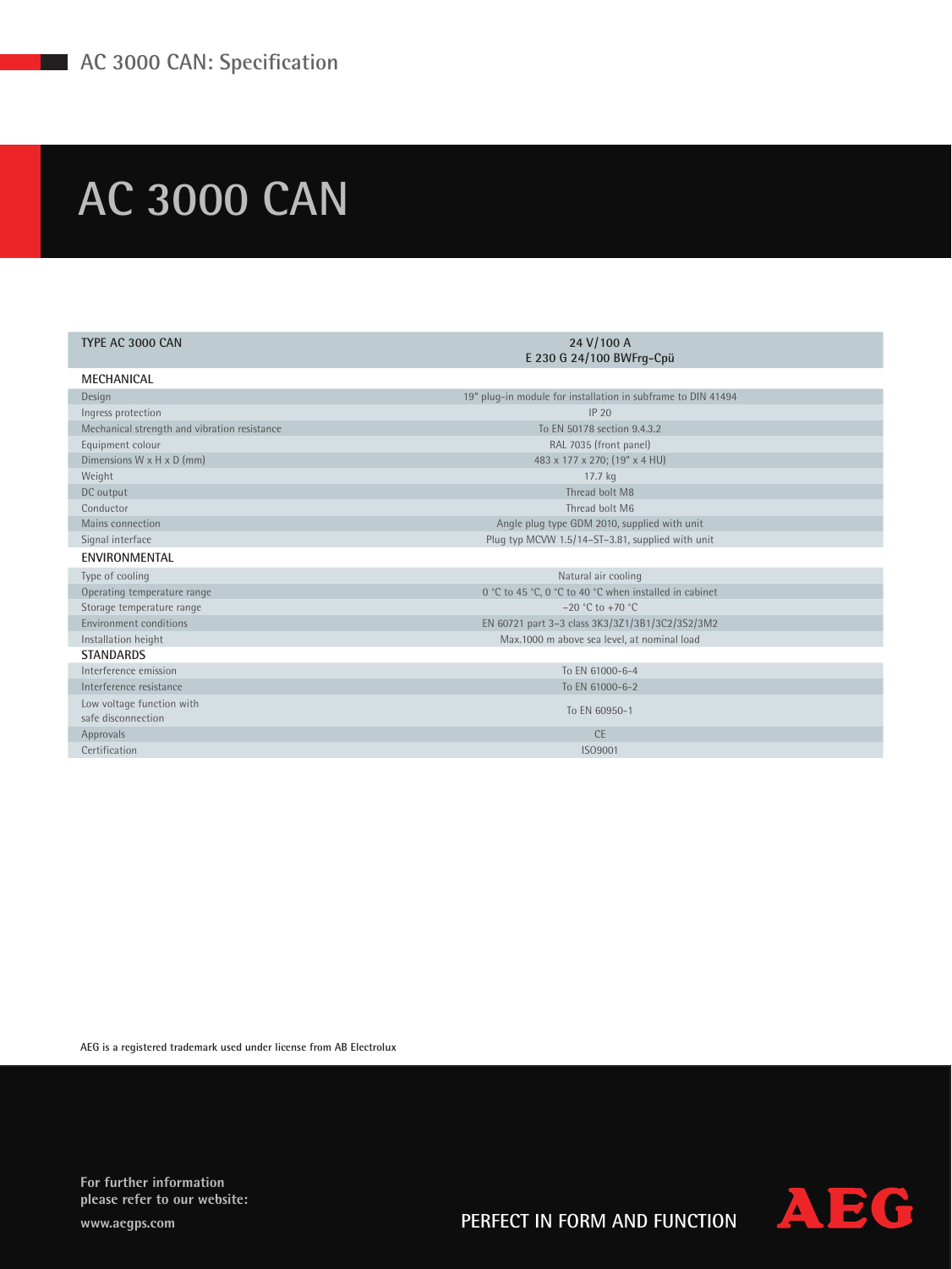# AC 3000 CAN

| TYPE AC 3000 CAN | 24 V/100 A<br>E 230 G 24/100 BWFrg-Cpü |
| --- | --- |
| **MECHANICAL** | |
| Design | 19" plug-in module for installation in subframe to DIN 41494 |
| Ingress protection | IP 20 |
| Mechanical strength and vibration resistance | To EN 50178 section 9.4.3.2 |
| Equipment colour | RAL 7035 (front panel) |
| Dimensions W x H x D (mm) | 483 x 177 x 270; (19" x 4 HU) |
| Weight | 17.7 kg |
| DC output | Thread bolt M8 |
| Conductor | Thread bolt M6 |
| Mains connection | Angle plug type GDM 2010, supplied with unit |
| Signal interface | Plug typ MCVW 1.5/14–ST–3.81, supplied with unit |
| **ENVIRONMENTAL** | |
| Type of cooling | Natural air cooling |
| Operating temperature range | 0 °C to 45 °C, 0 °C to 40 °C when installed in cabinet |
| Storage temperature range | –20 °C to +70 °C |
| Environment conditions | EN 60721 part 3–3 class 3K3/3Z1/3B1/3C2/3S2/3M2 |
| Installation height | Max.1000 m above sea level, at nominal load |
| **STANDARDS** | |
| Interference emission | To EN 61000-6-4 |
| Interference resistance | To EN 61000-6-2 |
| Low voltage function with safe disconnection | To EN 60950-1 |
| Approvals | CE |
| Certification | ISO9001 |

AEG is a registered trademark used under license from AB Electrolux

**For further information please refer to our website:**

**www.aegps.com**

PERFECT IN FORM AND FUNCTION

AEG